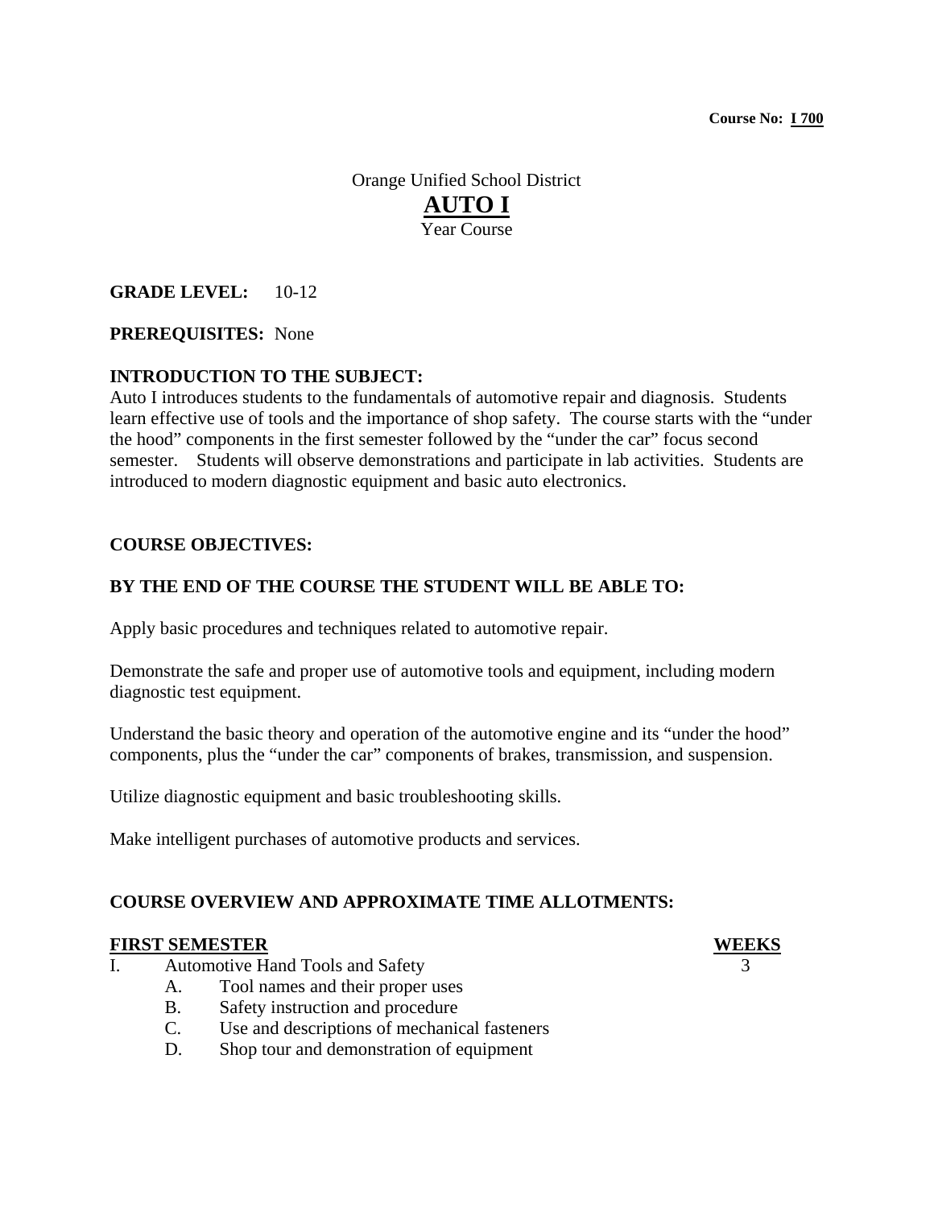**Course No: I 700**

Orange Unified School District

# AUTO I

Year Course

**GRADE LEVEL:** 10-12

**PREREQUISITES:** None

**INTRODUCTION TO THE SUBJECT:**
Auto I introduces students to the fundamentals of automotive repair and diagnosis. Students learn effective use of tools and the importance of shop safety. The course starts with the "under the hood" components in the first semester followed by the "under the car" focus second semester. Students will observe demonstrations and participate in lab activities. Students are introduced to modern diagnostic equipment and basic auto electronics.

**COURSE OBJECTIVES:**

**BY THE END OF THE COURSE THE STUDENT WILL BE ABLE TO:**

Apply basic procedures and techniques related to automotive repair.

Demonstrate the safe and proper use of automotive tools and equipment, including modern diagnostic test equipment.

Understand the basic theory and operation of the automotive engine and its "under the hood" components, plus the "under the car" components of brakes, transmission, and suspension.

Utilize diagnostic equipment and basic troubleshooting skills.

Make intelligent purchases of automotive products and services.

**COURSE OVERVIEW AND APPROXIMATE TIME ALLOTMENTS:**

| FIRST SEMESTER | WEEKS |
| --- | --- |
| I. Automotive Hand Tools and Safety | 3 |
| A. Tool names and their proper uses | |
| B. Safety instruction and procedure | |
| C. Use and descriptions of mechanical fasteners | |
| D. Shop tour and demonstration of equipment | |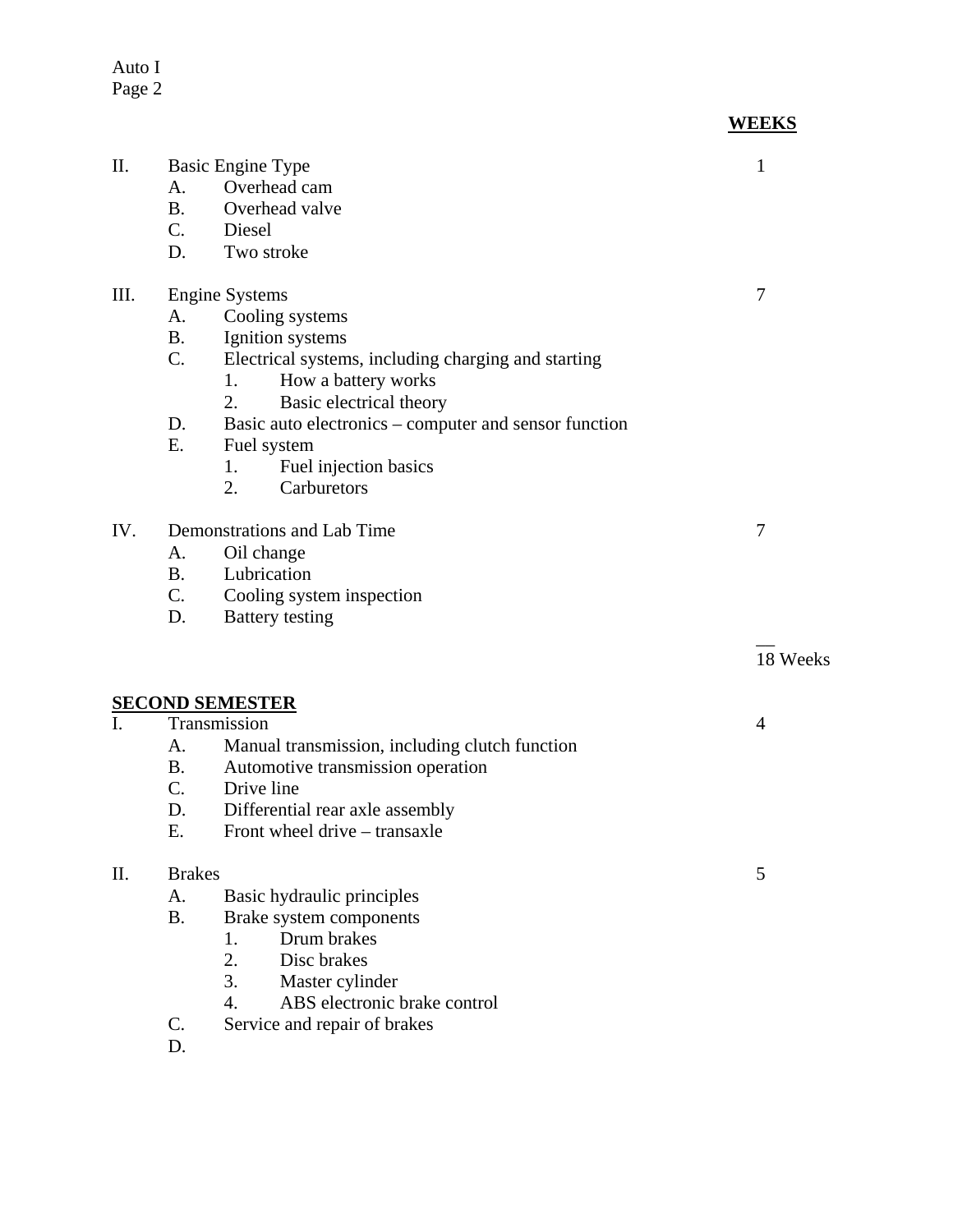| | | WEEKS |
|---|---|---|
| II. | Basic Engine Type | 1 |
| | A. Overhead cam | |
| | B. Overhead valve | |
| | C. Diesel | |
| | D. Two stroke | |
| III. | Engine Systems | 7 |
| | A. Cooling systems | |
| | B. Ignition systems | |
| | C. Electrical systems, including charging and starting | |
| | 1. How a battery works | |
| | 2. Basic electrical theory | |
| | D. Basic auto electronics – computer and sensor function | |
| | E. Fuel system | |
| | 1. Fuel injection basics | |
| | 2. Carburetors | |
| IV. | Demonstrations and Lab Time | 7 |
| | A. Oil change | |
| | B. Lubrication | |
| | C. Cooling system inspection | |
| | D. Battery testing | |
| | | 18 Weeks |

**SECOND SEMESTER**

| | | |
|---|---|---|
| I. | Transmission | 4 |
| | A. Manual transmission, including clutch function | |
| | B. Automotive transmission operation | |
| | C. Drive line | |
| | D. Differential rear axle assembly | |
| | E. Front wheel drive – transaxle | |
| II. | Brakes | 5 |
| | A. Basic hydraulic principles | |
| | B. Brake system components | |
| | 1. Drum brakes | |
| | 2. Disc brakes | |
| | 3. Master cylinder | |
| | 4. ABS electronic brake control | |
| | C. Service and repair of brakes | |
| | D. | |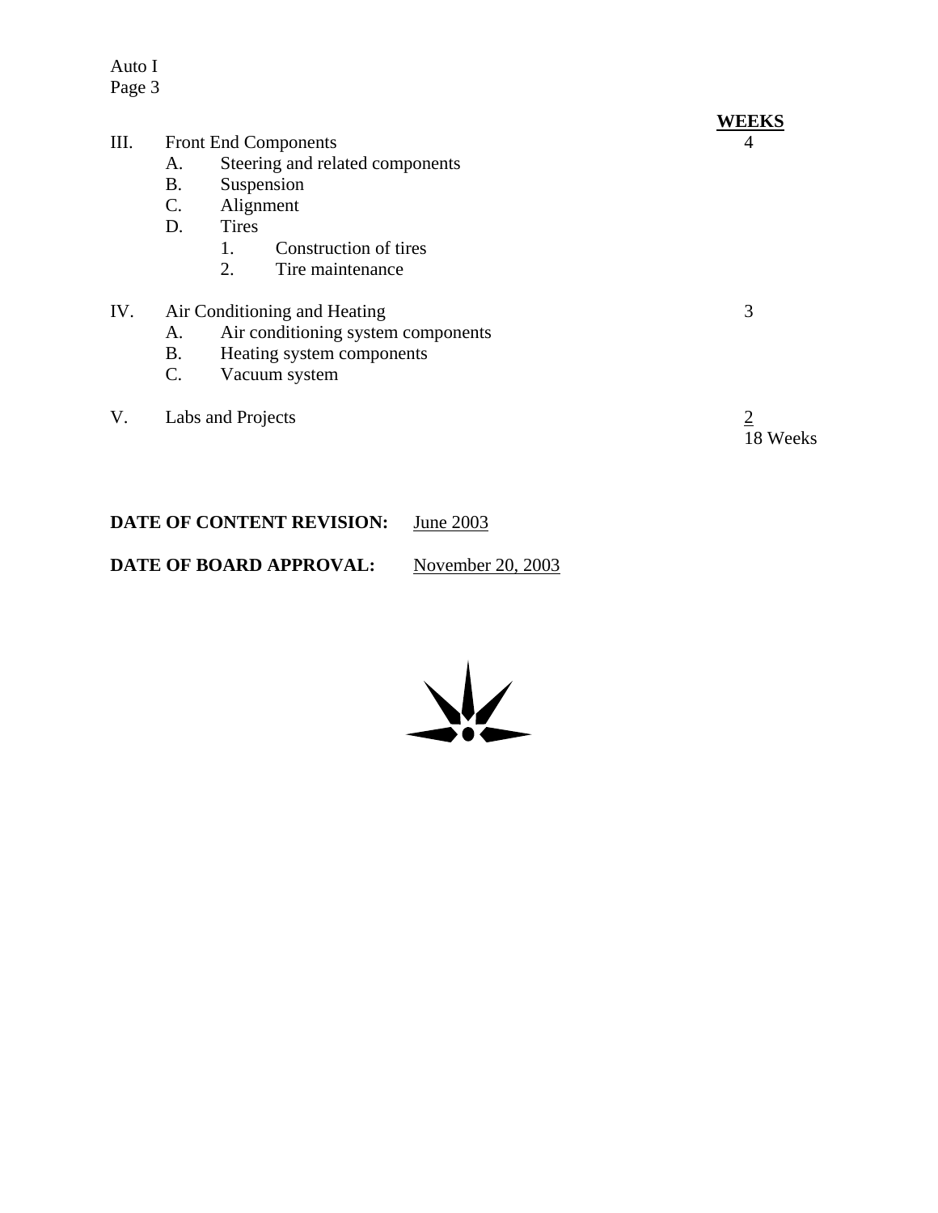**WEEKS**

III. Front End Components — 4

- A. Steering and related components
- B. Suspension
- C. Alignment
- D. Tires
  - 1. Construction of tires
  - 2. Tire maintenance

IV. Air Conditioning and Heating — 3

- A. Air conditioning system components
- B. Heating system components
- C. Vacuum system

V. Labs and Projects — 2

18 Weeks

**DATE OF CONTENT REVISION:** June 2003

**DATE OF BOARD APPROVAL:** November 20, 2003